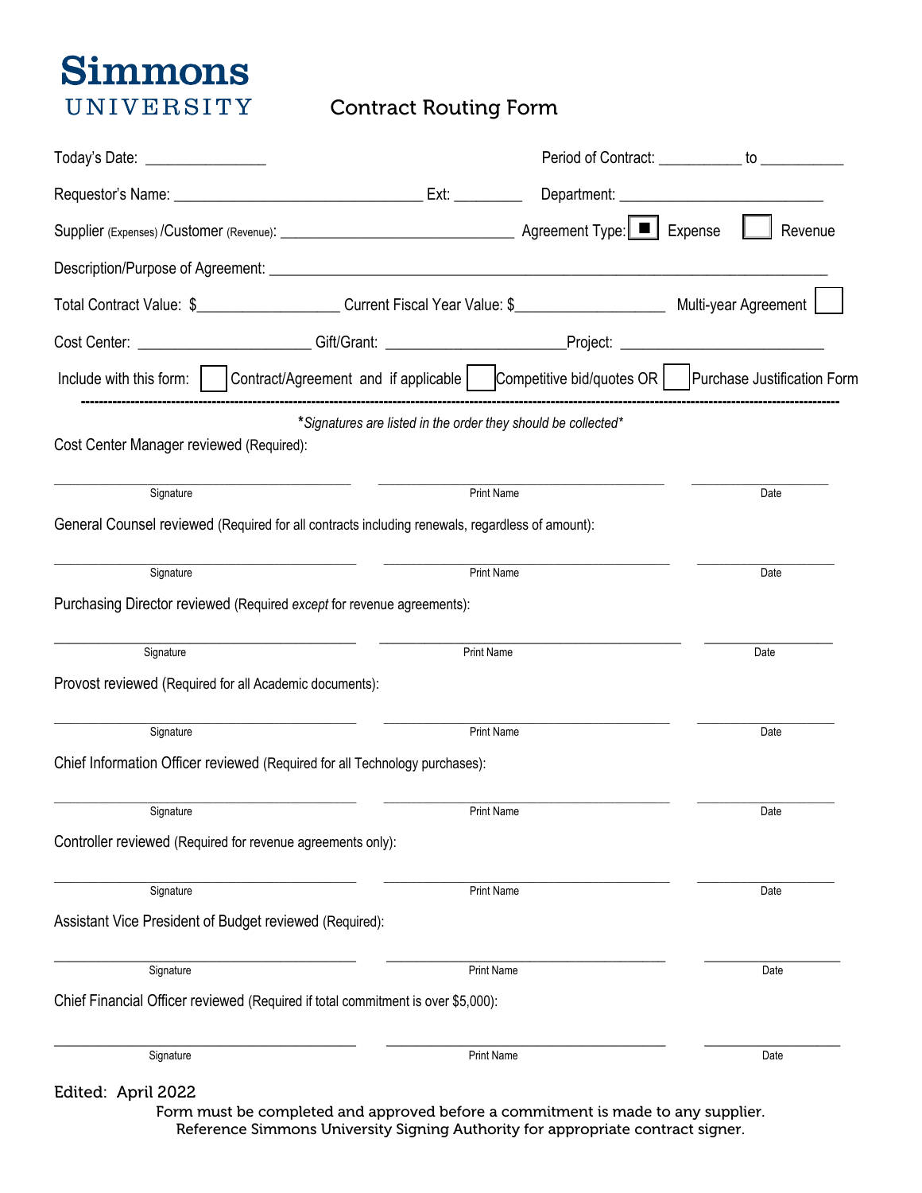# Simmons UNIVERSITY

## Contract Routing Form

Today's Date: _______________ Period of Contract: __________ to __________

Requestor's Name: ______________________________ Ext: ________ Department: ________________________

Supplier (Expenses) /Customer (Revenue): ___________________________ Agreement Type: ■ Expense ☐ Revenue

Description/Purpose of Agreement: ___________________________________________________________________

Total Contract Value: $_________________ Current Fiscal Year Value: $__________________ Multi-year Agreement ☐

Cost Center: ____________________ Gift/Grant: _____________________Project: ________________________

Include with this form: ☐ Contract/Agreement and if applicable ☐ Competitive bid/quotes OR ☐ Purchase Justification Form

---

*\*Signatures are listed in the order they should be collected\**

Cost Center Manager reviewed (Required):

| Signature | Print Name | Date |
|---|---|---|
| | | |

General Counsel reviewed (Required for all contracts including renewals, regardless of amount):

| Signature | Print Name | Date |
|---|---|---|
| | | |

Purchasing Director reviewed (Required *except* for revenue agreements):

| Signature | Print Name | Date |
|---|---|---|
| | | |

Provost reviewed (Required for all Academic documents):

| Signature | Print Name | Date |
|---|---|---|
| | | |

Chief Information Officer reviewed (Required for all Technology purchases):

| Signature | Print Name | Date |
|---|---|---|
| | | |

Controller reviewed (Required for revenue agreements only):

| Signature | Print Name | Date |
|---|---|---|
| | | |

Assistant Vice President of Budget reviewed (Required):

| Signature | Print Name | Date |
|---|---|---|
| | | |

Chief Financial Officer reviewed (Required if total commitment is over $5,000):

| Signature | Print Name | Date |
|---|---|---|
| | | |

Edited: April 2022

Form must be completed and approved before a commitment is made to any supplier.
Reference Simmons University Signing Authority for appropriate contract signer.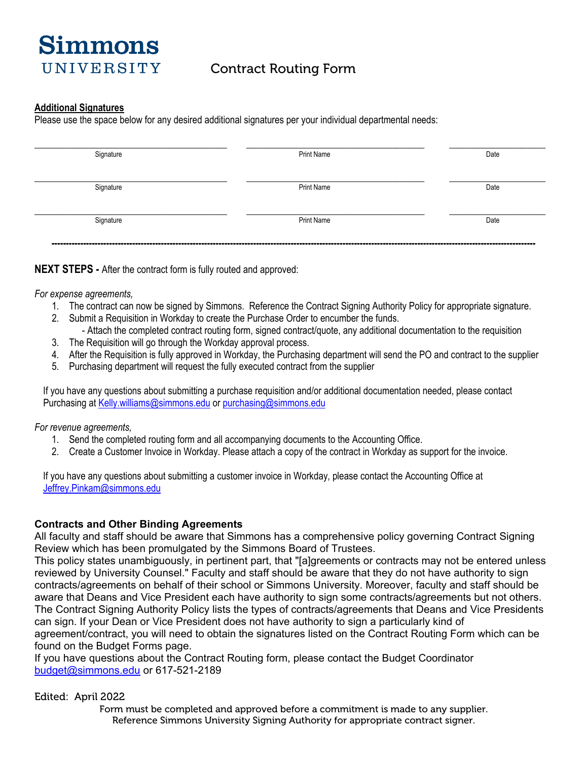# Simmons UNIVERSITY

## Contract Routing Form

**Additional Signatures**

Please use the space below for any desired additional signatures per your individual departmental needs:

| Signature | Print Name | Date |
|---|---|---|
| | | |
| | | |
| | | |

---

**NEXT STEPS -** After the contract form is fully routed and approved:

*For expense agreements,*

1. The contract can now be signed by Simmons. Reference the Contract Signing Authority Policy for appropriate signature.
2. Submit a Requisition in Workday to create the Purchase Order to encumber the funds.
   - Attach the completed contract routing form, signed contract/quote, any additional documentation to the requisition
3. The Requisition will go through the Workday approval process.
4. After the Requisition is fully approved in Workday, the Purchasing department will send the PO and contract to the supplier
5. Purchasing department will request the fully executed contract from the supplier

If you have any questions about submitting a purchase requisition and/or additional documentation needed, please contact Purchasing at Kelly.williams@simmons.edu or purchasing@simmons.edu

*For revenue agreements,*

1. Send the completed routing form and all accompanying documents to the Accounting Office.
2. Create a Customer Invoice in Workday. Please attach a copy of the contract in Workday as support for the invoice.

If you have any questions about submitting a customer invoice in Workday, please contact the Accounting Office at Jeffrey.Pinkam@simmons.edu

**Contracts and Other Binding Agreements**

All faculty and staff should be aware that Simmons has a comprehensive policy governing Contract Signing Review which has been promulgated by the Simmons Board of Trustees.

This policy states unambiguously, in pertinent part, that "[a]greements or contracts may not be entered unless reviewed by University Counsel." Faculty and staff should be aware that they do not have authority to sign contracts/agreements on behalf of their school or Simmons University. Moreover, faculty and staff should be aware that Deans and Vice President each have authority to sign some contracts/agreements but not others. The Contract Signing Authority Policy lists the types of contracts/agreements that Deans and Vice Presidents can sign. If your Dean or Vice President does not have authority to sign a particularly kind of agreement/contract, you will need to obtain the signatures listed on the Contract Routing Form which can be found on the Budget Forms page.

If you have questions about the Contract Routing form, please contact the Budget Coordinator budget@simmons.edu or 617-521-2189

Edited: April 2022

Form must be completed and approved before a commitment is made to any supplier.
Reference Simmons University Signing Authority for appropriate contract signer.